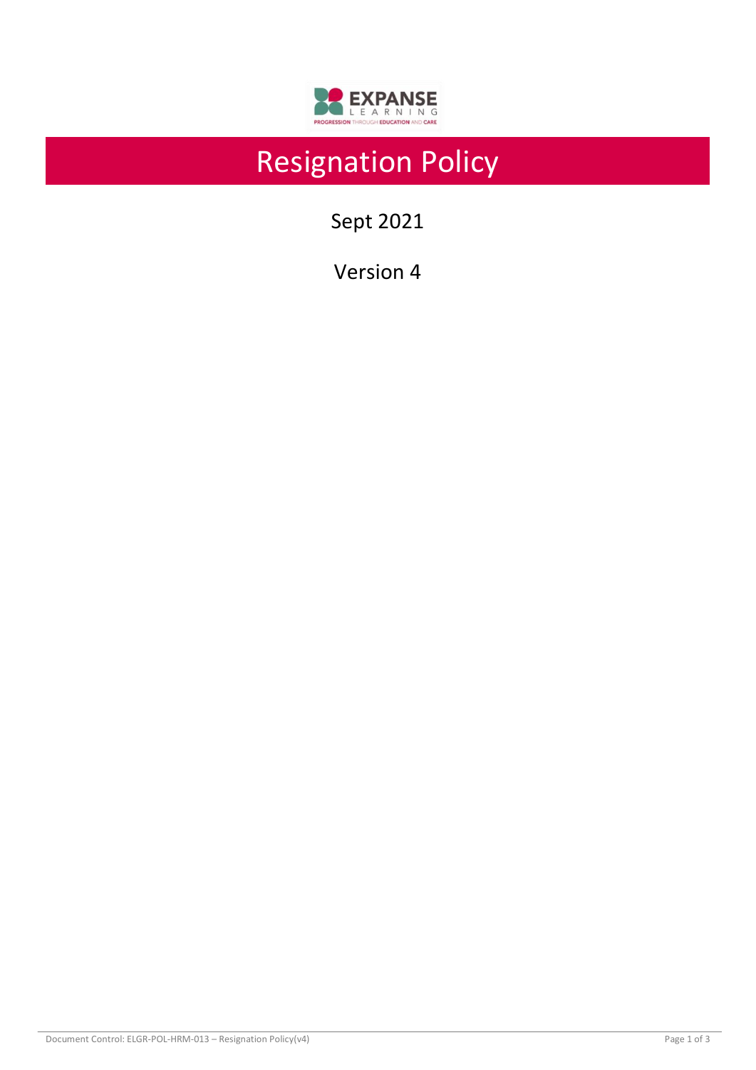# Resignation Policy

Sept 2021

Version 4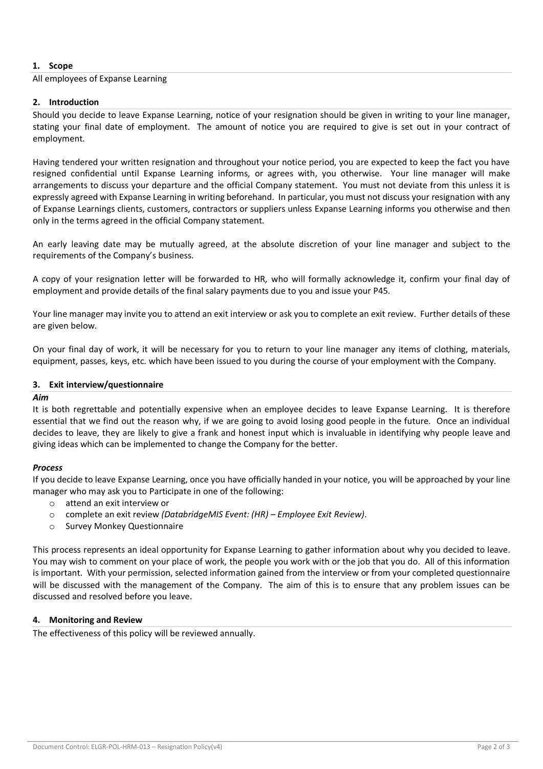## 1. Scope

All employees of Expanse Learning

## 2. Introduction

Should you decide to leave Expanse Learning, notice of your resignation should be given in writing to your line manager, stating your final date of employment. The amount of notice you are required to give is set out in your contract of employment.

Having tendered your written resignation and throughout your notice period, you are expected to keep the fact you have resigned confidential until Expanse Learning informs, or agrees with, you otherwise. Your line manager will make arrangements to discuss your departure and the official Company statement. You must not deviate from this unless it is expressly agreed with Expanse Learning in writing beforehand. In particular, you must not discuss your resignation with any of Expanse Learnings clients, customers, contractors or suppliers unless Expanse Learning informs you otherwise and then only in the terms agreed in the official Company statement.

An early leaving date may be mutually agreed, at the absolute discretion of your line manager and subject to the requirements of the Company's business.

A copy of your resignation letter will be forwarded to HR, who will formally acknowledge it, confirm your final day of employment and provide details of the final salary payments due to you and issue your P45.

Your line manager may invite you to attend an exit interview or ask you to complete an exit review. Further details of these are given below.

On your final day of work, it will be necessary for you to return to your line manager any items of clothing, materials, equipment, passes, keys, etc. which have been issued to you during the course of your employment with the Company.

## 3. Exit interview/questionnaire

***Aim***

It is both regrettable and potentially expensive when an employee decides to leave Expanse Learning. It is therefore essential that we find out the reason why, if we are going to avoid losing good people in the future. Once an individual decides to leave, they are likely to give a frank and honest input which is invaluable in identifying why people leave and giving ideas which can be implemented to change the Company for the better.

***Process***

If you decide to leave Expanse Learning, once you have officially handed in your notice, you will be approached by your line manager who may ask you to Participate in one of the following:

- attend an exit interview or
- complete an exit review *(DatabridgeMIS Event: (HR) – Employee Exit Review)*.
- Survey Monkey Questionnaire

This process represents an ideal opportunity for Expanse Learning to gather information about why you decided to leave. You may wish to comment on your place of work, the people you work with or the job that you do. All of this information is important. With your permission, selected information gained from the interview or from your completed questionnaire will be discussed with the management of the Company. The aim of this is to ensure that any problem issues can be discussed and resolved before you leave.

## 4. Monitoring and Review

The effectiveness of this policy will be reviewed annually.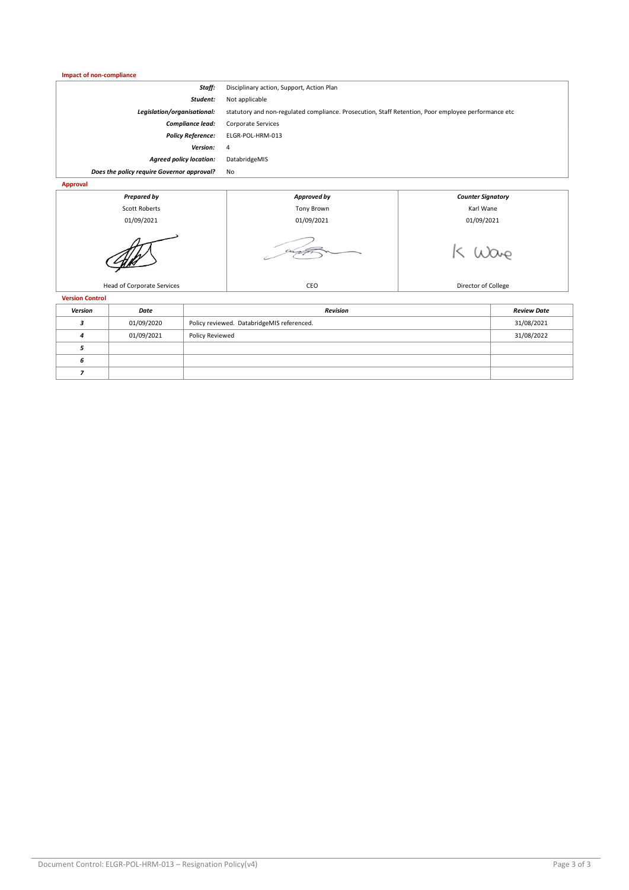**Impact of non-compliance**

| | |
|---|---|
| ***Staff:*** | Disciplinary action, Support, Action Plan |
| ***Student:*** | Not applicable |
| ***Legislation/organisational:*** | statutory and non-regulated compliance. Prosecution, Staff Retention, Poor employee performance etc |
| ***Compliance lead:*** | Corporate Services |
| ***Policy Reference:*** | ELGR-POL-HRM-013 |
| ***Version:*** | 4 |
| ***Agreed policy location:*** | DatabridgeMIS |
| ***Does the policy require Governor approval?*** | No |

**Approval**

| *Prepared by* | *Approved by* | *Counter Signatory* |
|---|---|---|
| Scott Roberts | Tony Brown | Karl Wane |
| 01/09/2021 | 01/09/2021 | 01/09/2021 |
| | | K Wane |
| Head of Corporate Services | CEO | Director of College |

**Version Control**

| *Version* | *Date* | *Revision* | *Review Date* |
|---|---|---|---|
| *3* | 01/09/2020 | Policy reviewed. DatabridgeMIS referenced. | 31/08/2021 |
| *4* | 01/09/2021 | Policy Reviewed | 31/08/2022 |
| *5* | | | |
| *6* | | | |
| *7* | | | |

Document Control: ELGR-POL-HRM-013 – Resignation Policy(v4)